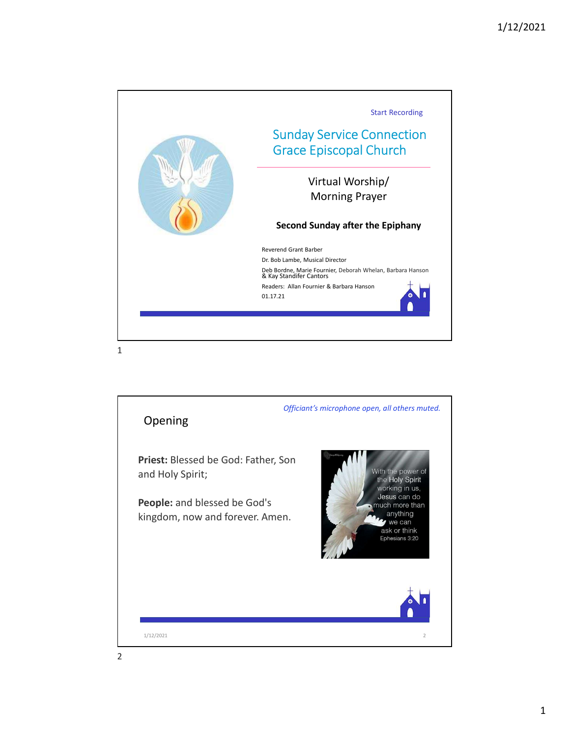Start Recording

# Sunday Service Connection
# Grace Episcopal Church

Virtual Worship/
Morning Prayer

**Second Sunday after the Epiphany**

Reverend Grant Barber

Dr. Bob Lambe, Musical Director

Deb Bordne, Marie Fournier, Deborah Whelan, Barbara Hanson & Kay Standifer Cantors

Readers: Allan Fournier & Barbara Hanson

01.17.21

---

*Officiant's microphone open, all others muted.*

## Opening

**Priest:** Blessed be God: Father, Son and Holy Spirit;

**People:** and blessed be God's kingdom, now and forever. Amen.

With the power of the Holy Spirit working in us, Jesus can do much more than anything we can ask or think
Ephesians 3:20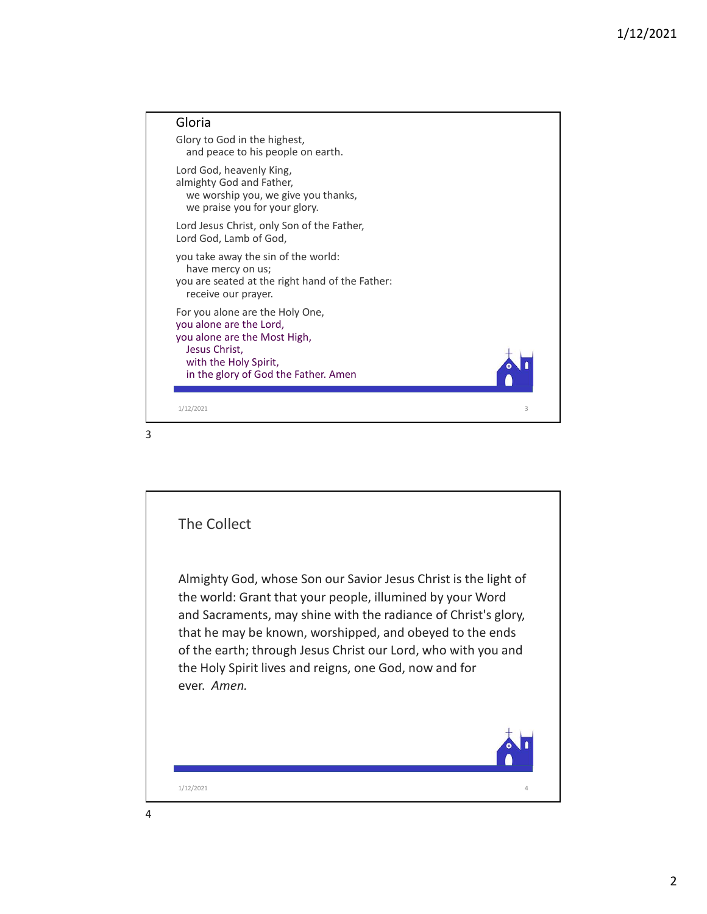## Gloria

Glory to God in the highest,
  and peace to his people on earth.

Lord God, heavenly King,
almighty God and Father,
  we worship you, we give you thanks,
  we praise you for your glory.

Lord Jesus Christ, only Son of the Father,
Lord God, Lamb of God,

you take away the sin of the world:
  have mercy on us;
you are seated at the right hand of the Father:
  receive our prayer.

For you alone are the Holy One,
you alone are the Lord,
you alone are the Most High,
  Jesus Christ,
  with the Holy Spirit,
  in the glory of God the Father. Amen

## The Collect

Almighty God, whose Son our Savior Jesus Christ is the light of the world: Grant that your people, illumined by your Word and Sacraments, may shine with the radiance of Christ's glory, that he may be known, worshipped, and obeyed to the ends of the earth; through Jesus Christ our Lord, who with you and the Holy Spirit lives and reigns, one God, now and for ever. *Amen.*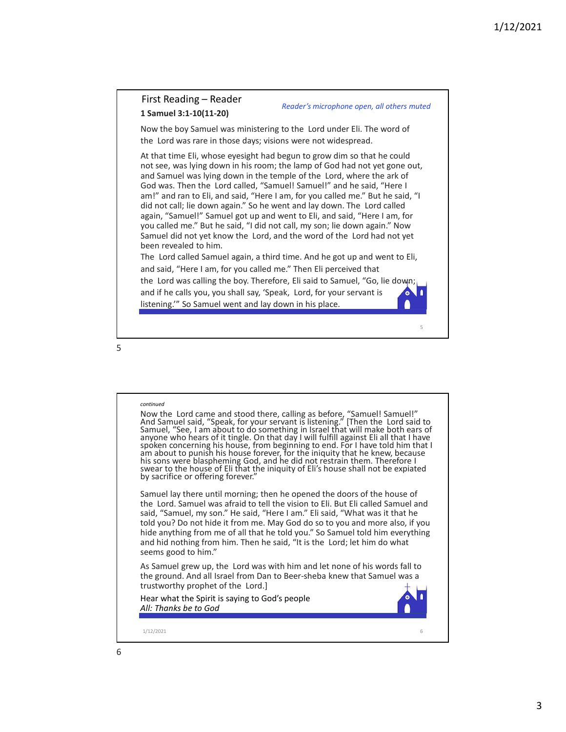## First Reading – Reader

*Reader's microphone open, all others muted*

**1 Samuel 3:1-10(11-20)**

Now the boy Samuel was ministering to the Lord under Eli. The word of the Lord was rare in those days; visions were not widespread.

At that time Eli, whose eyesight had begun to grow dim so that he could not see, was lying down in his room; the lamp of God had not yet gone out, and Samuel was lying down in the temple of the Lord, where the ark of God was. Then the Lord called, "Samuel! Samuel!" and he said, "Here I am!" and ran to Eli, and said, "Here I am, for you called me." But he said, "I did not call; lie down again." So he went and lay down. The Lord called again, "Samuel!" Samuel got up and went to Eli, and said, "Here I am, for you called me." But he said, "I did not call, my son; lie down again." Now Samuel did not yet know the Lord, and the word of the Lord had not yet been revealed to him.

The Lord called Samuel again, a third time. And he got up and went to Eli, and said, "Here I am, for you called me." Then Eli perceived that the Lord was calling the boy. Therefore, Eli said to Samuel, "Go, lie down; and if he calls you, you shall say, 'Speak, Lord, for your servant is listening.'" So Samuel went and lay down in his place.

*continued*

Now the Lord came and stood there, calling as before, "Samuel! Samuel!" And Samuel said, "Speak, for your servant is listening." [Then the Lord said to Samuel, "See, I am about to do something in Israel that will make both ears of anyone who hears of it tingle. On that day I will fulfill against Eli all that I have spoken concerning his house, from beginning to end. For I have told him that I am about to punish his house forever, for the iniquity that he knew, because his sons were blaspheming God, and he did not restrain them. Therefore I swear to the house of Eli that the iniquity of Eli's house shall not be expiated by sacrifice or offering forever."

Samuel lay there until morning; then he opened the doors of the house of the Lord. Samuel was afraid to tell the vision to Eli. But Eli called Samuel and said, "Samuel, my son." He said, "Here I am." Eli said, "What was it that he told you? Do not hide it from me. May God do so to you and more also, if you hide anything from me of all that he told you." So Samuel told him everything and hid nothing from him. Then he said, "It is the Lord; let him do what seems good to him."

As Samuel grew up, the Lord was with him and let none of his words fall to the ground. And all Israel from Dan to Beer-sheba knew that Samuel was a trustworthy prophet of the Lord.]

Hear what the Spirit is saying to God's people
*All: Thanks be to God*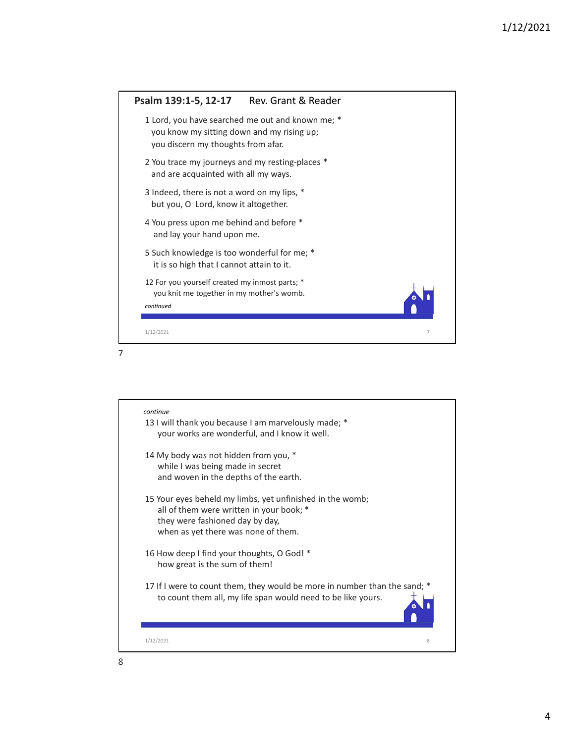## Psalm 139:1-5, 12-17 Rev. Grant & Reader

1 Lord, you have searched me out and known me; *
you know my sitting down and my rising up;
you discern my thoughts from afar.

2 You trace my journeys and my resting-places *
and are acquainted with all my ways.

3 Indeed, there is not a word on my lips, *
but you, O Lord, know it altogether.

4 You press upon me behind and before *
and lay your hand upon me.

5 Such knowledge is too wonderful for me; *
it is so high that I cannot attain to it.

12 For you yourself created my inmost parts; *
you knit me together in my mother's womb.

*continued*

*continue*

13 I will thank you because I am marvelously made; *
your works are wonderful, and I know it well.

14 My body was not hidden from you, *
while I was being made in secret
and woven in the depths of the earth.

15 Your eyes beheld my limbs, yet unfinished in the womb;
all of them were written in your book; *
they were fashioned day by day,
when as yet there was none of them.

16 How deep I find your thoughts, O God! *
how great is the sum of them!

17 If I were to count them, they would be more in number than the sand; *
to count them all, my life span would need to be like yours.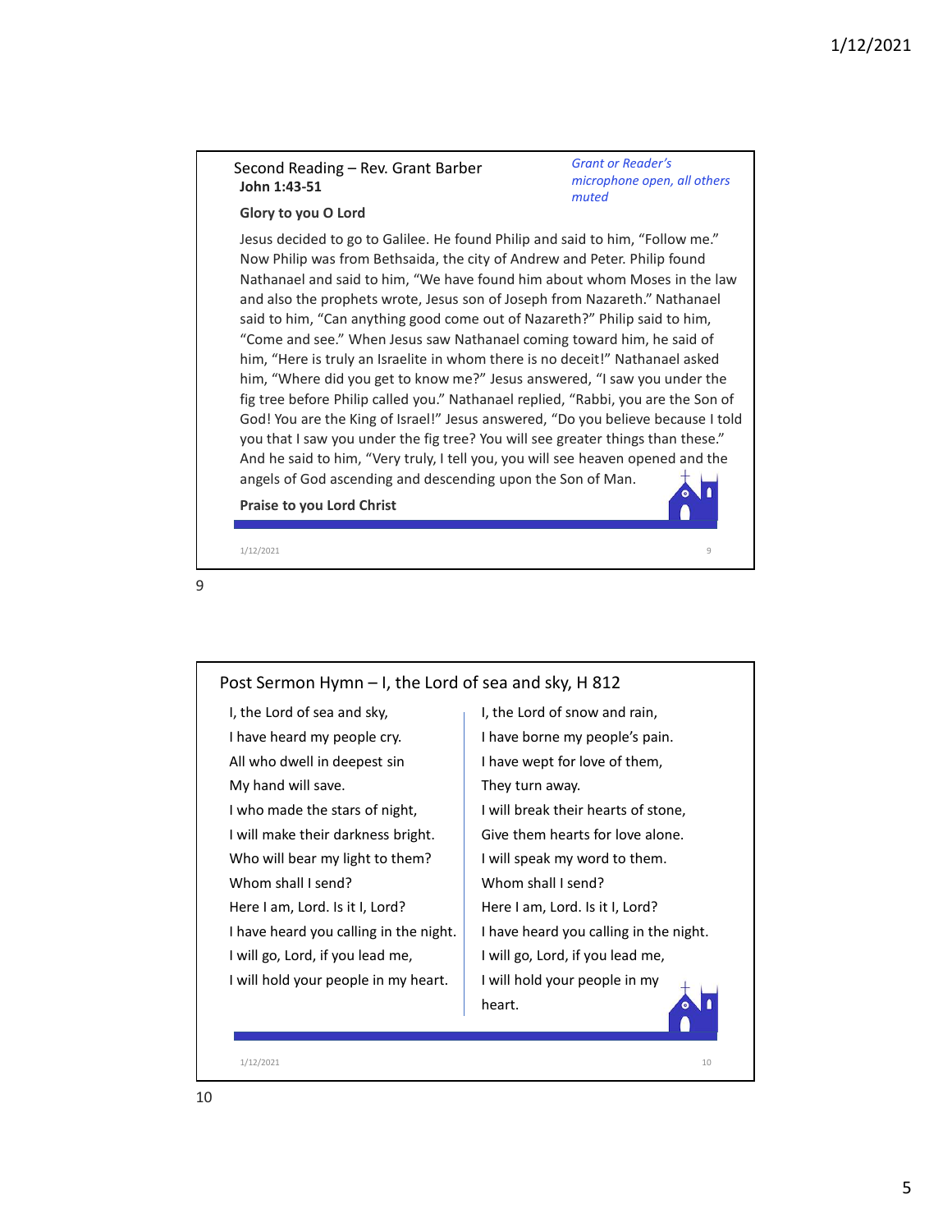## Second Reading – Rev. Grant Barber

**John 1:43-51**

*Grant or Reader's microphone open, all others muted*

**Glory to you O Lord**

Jesus decided to go to Galilee. He found Philip and said to him, "Follow me." Now Philip was from Bethsaida, the city of Andrew and Peter. Philip found Nathanael and said to him, "We have found him about whom Moses in the law and also the prophets wrote, Jesus son of Joseph from Nazareth." Nathanael said to him, "Can anything good come out of Nazareth?" Philip said to him, "Come and see." When Jesus saw Nathanael coming toward him, he said of him, "Here is truly an Israelite in whom there is no deceit!" Nathanael asked him, "Where did you get to know me?" Jesus answered, "I saw you under the fig tree before Philip called you." Nathanael replied, "Rabbi, you are the Son of God! You are the King of Israel!" Jesus answered, "Do you believe because I told you that I saw you under the fig tree? You will see greater things than these." And he said to him, "Very truly, I tell you, you will see heaven opened and the angels of God ascending and descending upon the Son of Man.

**Praise to you Lord Christ**

## Post Sermon Hymn – I, the Lord of sea and sky, H 812

I, the Lord of sea and sky,
I have heard my people cry.
All who dwell in deepest sin
My hand will save.
I who made the stars of night,
I will make their darkness bright.
Who will bear my light to them?
Whom shall I send?
Here I am, Lord. Is it I, Lord?
I have heard you calling in the night.
I will go, Lord, if you lead me,
I will hold your people in my heart.

I, the Lord of snow and rain,
I have borne my people's pain.
I have wept for love of them,
They turn away.
I will break their hearts of stone,
Give them hearts for love alone.
I will speak my word to them.
Whom shall I send?
Here I am, Lord. Is it I, Lord?
I have heard you calling in the night.
I will go, Lord, if you lead me,
I will hold your people in my heart.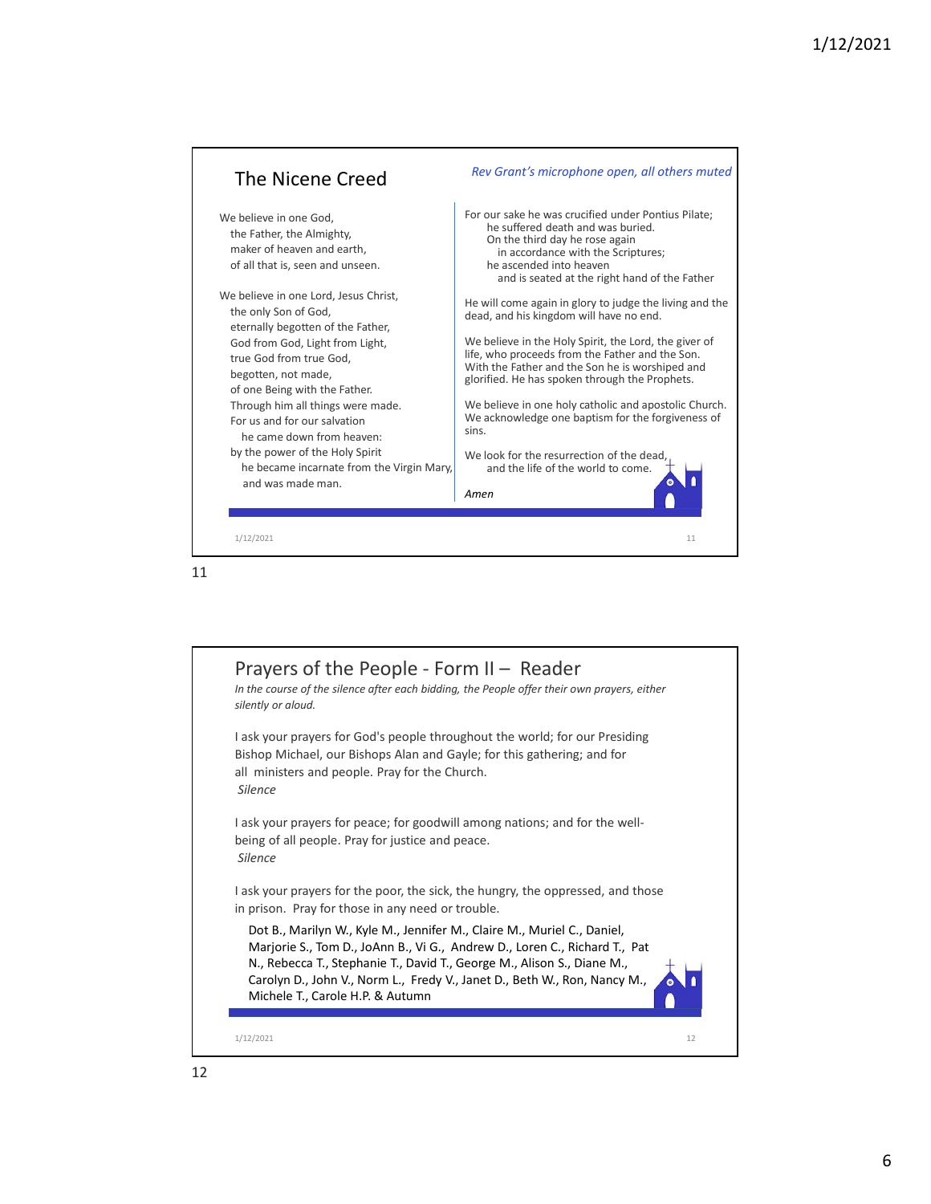## The Nicene Creed

*Rev Grant's microphone open, all others muted*

We believe in one God,
the Father, the Almighty,
maker of heaven and earth,
of all that is, seen and unseen.

We believe in one Lord, Jesus Christ,
the only Son of God,
eternally begotten of the Father,
God from God, Light from Light,
true God from true God,
begotten, not made,
of one Being with the Father.
Through him all things were made.
For us and for our salvation
he came down from heaven:
by the power of the Holy Spirit
he became incarnate from the Virgin Mary,
and was made man.

For our sake he was crucified under Pontius Pilate;
he suffered death and was buried.
On the third day he rose again
in accordance with the Scriptures;
he ascended into heaven
and is seated at the right hand of the Father

He will come again in glory to judge the living and the dead, and his kingdom will have no end.

We believe in the Holy Spirit, the Lord, the giver of life, who proceeds from the Father and the Son. With the Father and the Son he is worshiped and glorified. He has spoken through the Prophets.

We believe in one holy catholic and apostolic Church. We acknowledge one baptism for the forgiveness of sins.

We look for the resurrection of the dead,
and the life of the world to come.

*Amen*

## Prayers of the People - Form II – Reader

*In the course of the silence after each bidding, the People offer their own prayers, either silently or aloud.*

I ask your prayers for God's people throughout the world; for our Presiding Bishop Michael, our Bishops Alan and Gayle; for this gathering; and for all ministers and people. Pray for the Church.
*Silence*

I ask your prayers for peace; for goodwill among nations; and for the well-being of all people. Pray for justice and peace.
*Silence*

I ask your prayers for the poor, the sick, the hungry, the oppressed, and those in prison. Pray for those in any need or trouble.

Dot B., Marilyn W., Kyle M., Jennifer M., Claire M., Muriel C., Daniel, Marjorie S., Tom D., JoAnn B., Vi G., Andrew D., Loren C., Richard T., Pat N., Rebecca T., Stephanie T., David T., George M., Alison S., Diane M., Carolyn D., John V., Norm L., Fredy V., Janet D., Beth W., Ron, Nancy M., Michele T., Carole H.P. & Autumn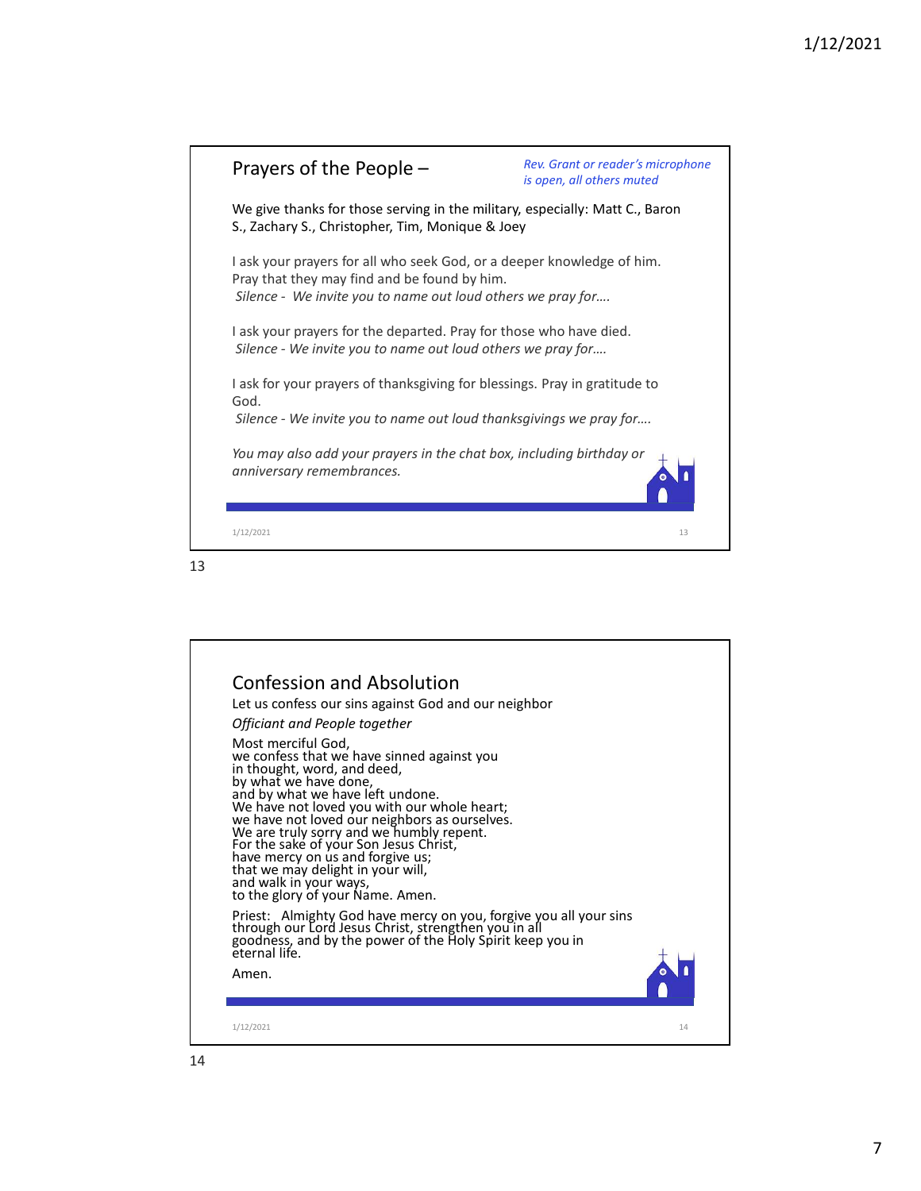## Prayers of the People –

*Rev. Grant or reader's microphone is open, all others muted*

We give thanks for those serving in the military, especially: Matt C., Baron S., Zachary S., Christopher, Tim, Monique & Joey

I ask your prayers for all who seek God, or a deeper knowledge of him. Pray that they may find and be found by him.
*Silence - We invite you to name out loud others we pray for….*

I ask your prayers for the departed. Pray for those who have died.
*Silence - We invite you to name out loud others we pray for….*

I ask for your prayers of thanksgiving for blessings. Pray in gratitude to God.
*Silence - We invite you to name out loud thanksgivings we pray for….*

*You may also add your prayers in the chat box, including birthday or anniversary remembrances.*

## Confession and Absolution

Let us confess our sins against God and our neighbor

*Officiant and People together*

Most merciful God,
we confess that we have sinned against you
in thought, word, and deed,
by what we have done,
and by what we have left undone.
We have not loved you with our whole heart;
we have not loved our neighbors as ourselves.
We are truly sorry and we humbly repent.
For the sake of your Son Jesus Christ,
have mercy on us and forgive us;
that we may delight in your will,
and walk in your ways,
to the glory of your Name. Amen.

Priest: Almighty God have mercy on you, forgive you all your sins through our Lord Jesus Christ, strengthen you in all goodness, and by the power of the Holy Spirit keep you in eternal life.

Amen.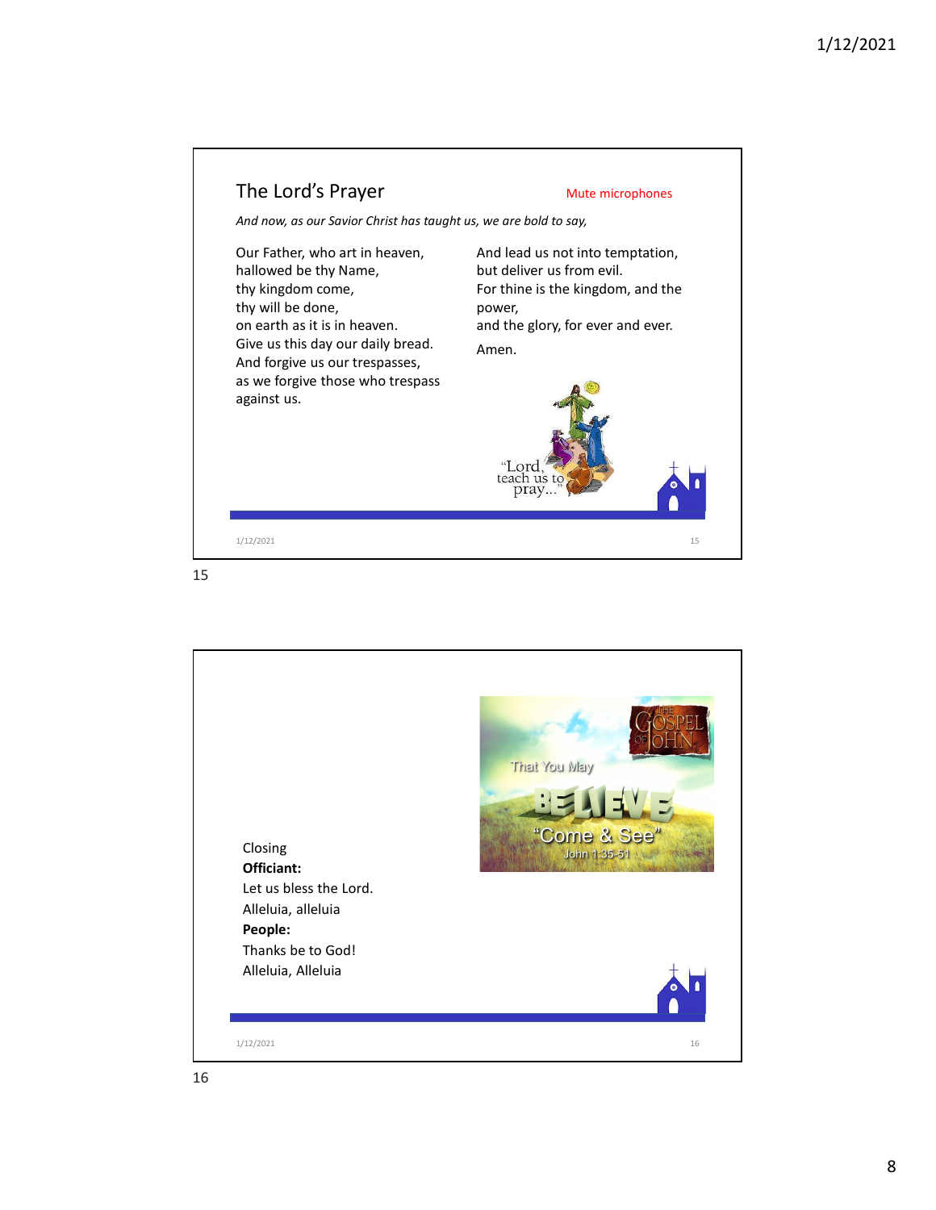## The Lord's Prayer

Mute microphones

*And now, as our Savior Christ has taught us, we are bold to say,*

Our Father, who art in heaven,
hallowed be thy Name,
thy kingdom come,
thy will be done,
on earth as it is in heaven.
Give us this day our daily bread.
And forgive us our trespasses,
as we forgive those who trespass against us.
And lead us not into temptation,
but deliver us from evil.
For thine is the kingdom, and the power,
and the glory, for ever and ever.
Amen.

"Lord, teach us to pray…"

---

Closing

**Officiant:**
Let us bless the Lord.
Alleluia, alleluia

**People:**
Thanks be to God!
Alleluia, Alleluia